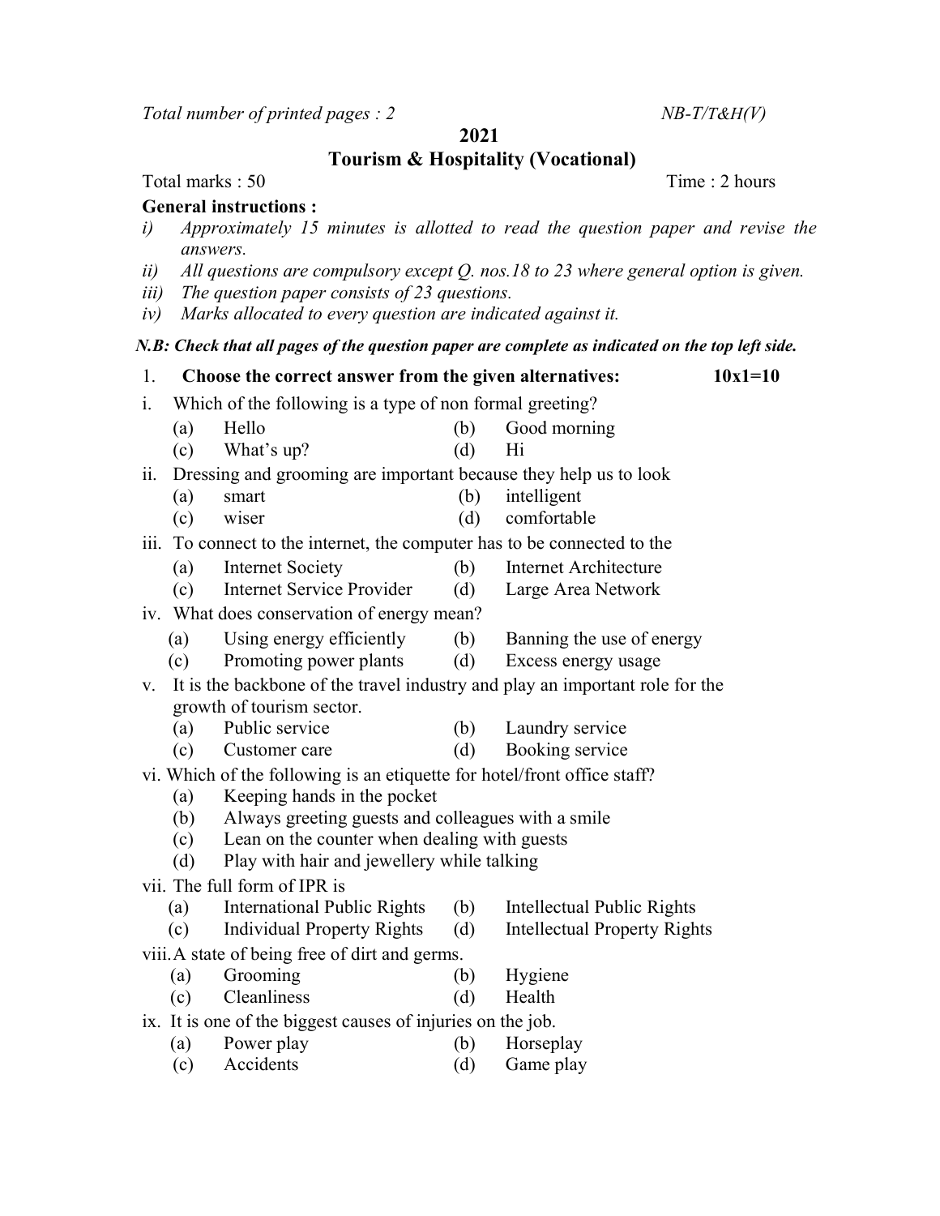*Total number of printed pages : 2* *NB-T/T&H(V)*

**2021**

# Tourism & Hospitality (Vocational)

Total marks : 50 Time : 2 hours

**General instructions :**

*i) Approximately 15 minutes is allotted to read the question paper and revise the answers.*

*ii) All questions are compulsory except Q. nos.18 to 23 where general option is given.*

*iii) The question paper consists of 23 questions.*

*iv) Marks allocated to every question are indicated against it.*

***N.B: Check that all pages of the question paper are complete as indicated on the top left side.***

1. **Choose the correct answer from the given alternatives: 10x1=10**

i. Which of the following is a type of non formal greeting?
   - (a) Hello (b) Good morning
   - (c) What's up? (d) Hi

ii. Dressing and grooming are important because they help us to look
   - (a) smart (b) intelligent
   - (c) wiser (d) comfortable

iii. To connect to the internet, the computer has to be connected to the
   - (a) Internet Society (b) Internet Architecture
   - (c) Internet Service Provider (d) Large Area Network

iv. What does conservation of energy mean?
   - (a) Using energy efficiently (b) Banning the use of energy
   - (c) Promoting power plants (d) Excess energy usage

v. It is the backbone of the travel industry and play an important role for the growth of tourism sector.
   - (a) Public service (b) Laundry service
   - (c) Customer care (d) Booking service

vi. Which of the following is an etiquette for hotel/front office staff?
   - (a) Keeping hands in the pocket
   - (b) Always greeting guests and colleagues with a smile
   - (c) Lean on the counter when dealing with guests
   - (d) Play with hair and jewellery while talking

vii. The full form of IPR is
   - (a) International Public Rights (b) Intellectual Public Rights
   - (c) Individual Property Rights (d) Intellectual Property Rights

viii. A state of being free of dirt and germs.
   - (a) Grooming (b) Hygiene
   - (c) Cleanliness (d) Health

ix. It is one of the biggest causes of injuries on the job.
   - (a) Power play (b) Horseplay
   - (c) Accidents (d) Game play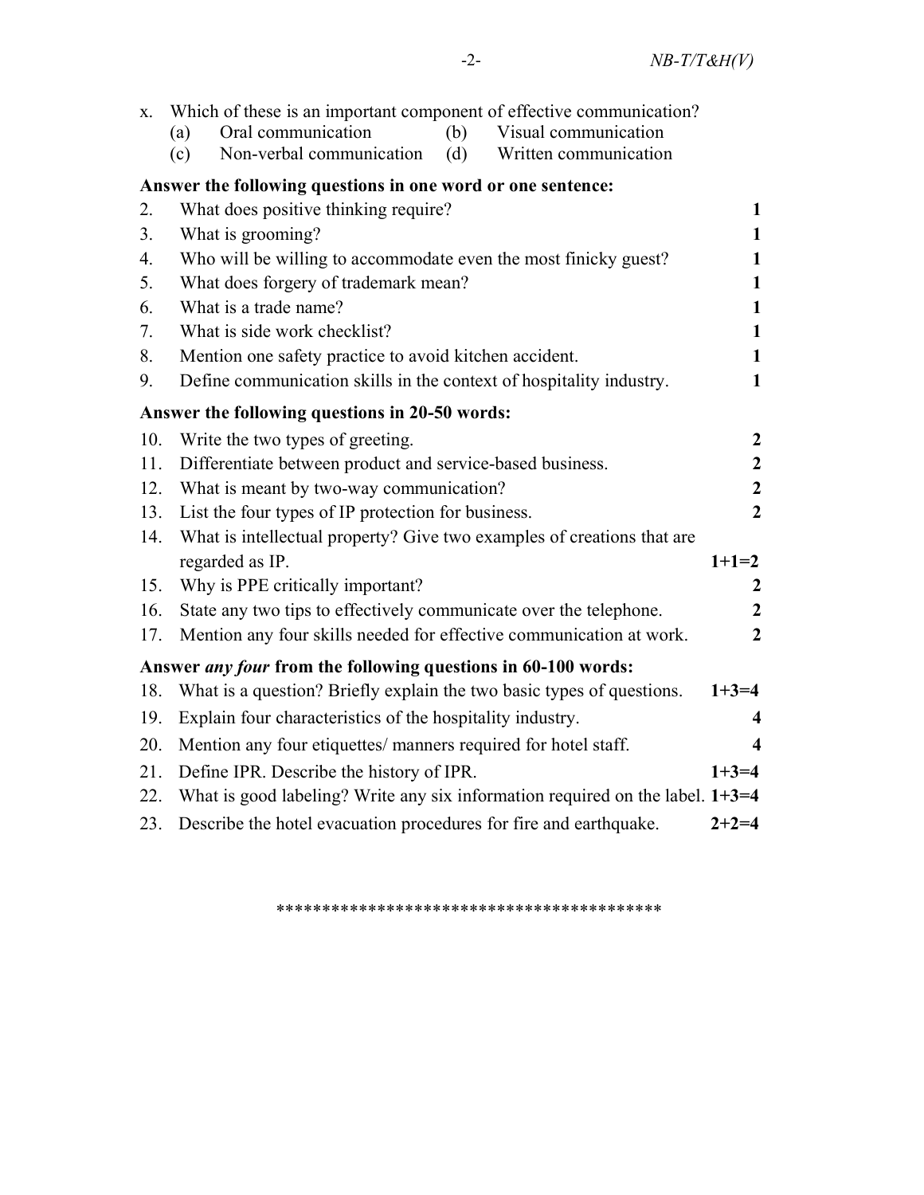x. Which of these is an important component of effective communication?
   (a) Oral communication  (b) Visual communication
   (c) Non-verbal communication  (d) Written communication

**Answer the following questions in one word or one sentence:**

2. What does positive thinking require? **1**
3. What is grooming? **1**
4. Who will be willing to accommodate even the most finicky guest? **1**
5. What does forgery of trademark mean? **1**
6. What is a trade name? **1**
7. What is side work checklist? **1**
8. Mention one safety practice to avoid kitchen accident. **1**
9. Define communication skills in the context of hospitality industry. **1**

**Answer the following questions in 20-50 words:**

10. Write the two types of greeting. **2**
11. Differentiate between product and service-based business. **2**
12. What is meant by two-way communication? **2**
13. List the four types of IP protection for business. **2**
14. What is intellectual property? Give two examples of creations that are regarded as IP. **1+1=2**
15. Why is PPE critically important? **2**
16. State any two tips to effectively communicate over the telephone. **2**
17. Mention any four skills needed for effective communication at work. **2**

**Answer *any four* from the following questions in 60-100 words:**

18. What is a question? Briefly explain the two basic types of questions. **1+3=4**
19. Explain four characteristics of the hospitality industry. **4**
20. Mention any four etiquettes/ manners required for hotel staff. **4**
21. Define IPR. Describe the history of IPR. **1+3=4**
22. What is good labeling? Write any six information required on the label. **1+3=4**
23. Describe the hotel evacuation procedures for fire and earthquake. **2+2=4**

******************************************